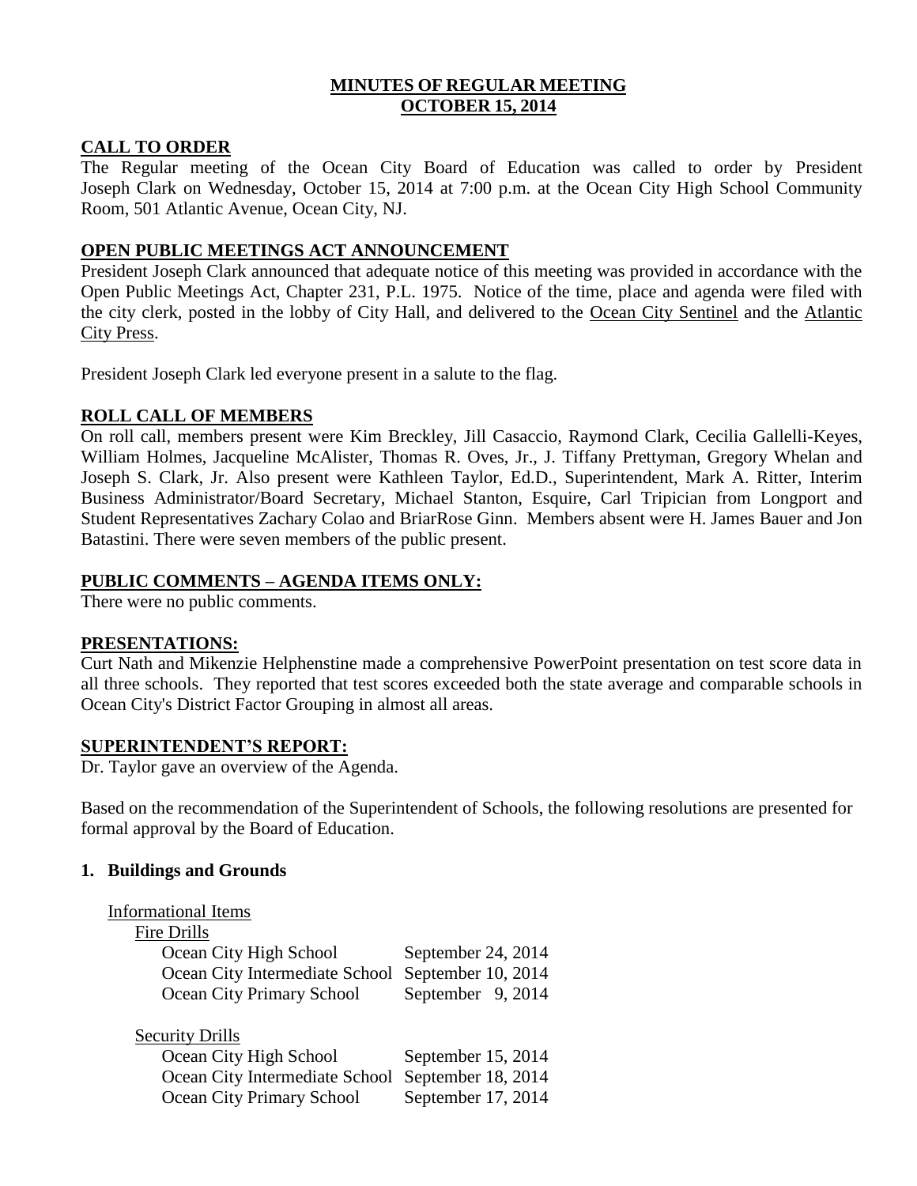# MINUTES OF REGULAR MEETING
# OCTOBER 15, 2014

## CALL TO ORDER

The Regular meeting of the Ocean City Board of Education was called to order by President Joseph Clark on Wednesday, October 15, 2014 at 7:00 p.m. at the Ocean City High School Community Room, 501 Atlantic Avenue, Ocean City, NJ.

## OPEN PUBLIC MEETINGS ACT ANNOUNCEMENT

President Joseph Clark announced that adequate notice of this meeting was provided in accordance with the Open Public Meetings Act, Chapter 231, P.L. 1975. Notice of the time, place and agenda were filed with the city clerk, posted in the lobby of City Hall, and delivered to the Ocean City Sentinel and the Atlantic City Press.

President Joseph Clark led everyone present in a salute to the flag.

## ROLL CALL OF MEMBERS

On roll call, members present were Kim Breckley, Jill Casaccio, Raymond Clark, Cecilia Gallelli-Keyes, William Holmes, Jacqueline McAlister, Thomas R. Oves, Jr., J. Tiffany Prettyman, Gregory Whelan and Joseph S. Clark, Jr. Also present were Kathleen Taylor, Ed.D., Superintendent, Mark A. Ritter, Interim Business Administrator/Board Secretary, Michael Stanton, Esquire, Carl Tripician from Longport and Student Representatives Zachary Colao and BriarRose Ginn. Members absent were H. James Bauer and Jon Batastini. There were seven members of the public present.

## PUBLIC COMMENTS – AGENDA ITEMS ONLY:

There were no public comments.

## PRESENTATIONS:

Curt Nath and Mikenzie Helphenstine made a comprehensive PowerPoint presentation on test score data in all three schools. They reported that test scores exceeded both the state average and comparable schools in Ocean City's District Factor Grouping in almost all areas.

## SUPERINTENDENT'S REPORT:

Dr. Taylor gave an overview of the Agenda.

Based on the recommendation of the Superintendent of Schools, the following resolutions are presented for formal approval by the Board of Education.

### 1. Buildings and Grounds

Informational Items

Fire Drills

| | |
|---|---|
| Ocean City High School | September 24, 2014 |
| Ocean City Intermediate School | September 10, 2014 |
| Ocean City Primary School | September 9, 2014 |

Security Drills

| | |
|---|---|
| Ocean City High School | September 15, 2014 |
| Ocean City Intermediate School | September 18, 2014 |
| Ocean City Primary School | September 17, 2014 |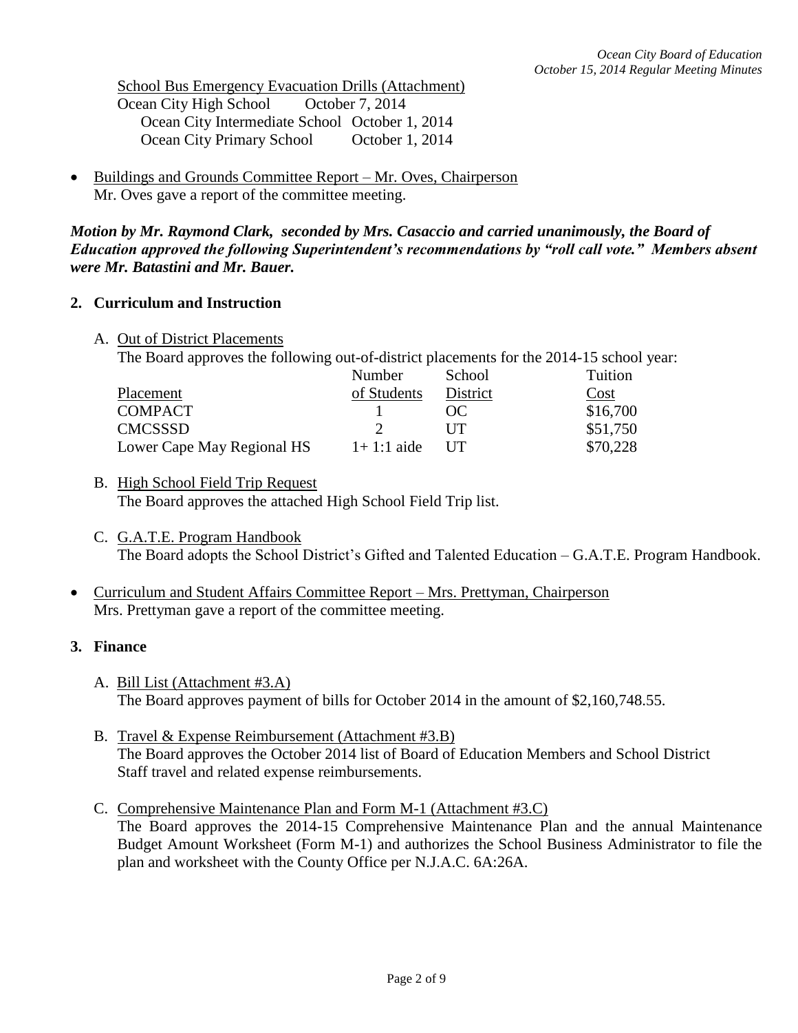School Bus Emergency Evacuation Drills (Attachment)

Ocean City High School October 7, 2014
Ocean City Intermediate School October 1, 2014
Ocean City Primary School October 1, 2014

- Buildings and Grounds Committee Report – Mr. Oves, Chairperson
  Mr. Oves gave a report of the committee meeting.

***Motion by Mr. Raymond Clark, seconded by Mrs. Casaccio and carried unanimously, the Board of Education approved the following Superintendent's recommendations by "roll call vote." Members absent were Mr. Batastini and Mr. Bauer.***

## 2. Curriculum and Instruction

A. Out of District Placements

The Board approves the following out-of-district placements for the 2014-15 school year:

| Placement | Number of Students | School District | Tuition Cost |
|---|---|---|---|
| COMPACT | 1 | OC | $16,700 |
| CMCSSSD | 2 | UT | $51,750 |
| Lower Cape May Regional HS | 1+ 1:1 aide | UT | $70,228 |

B. High School Field Trip Request

The Board approves the attached High School Field Trip list.

C. G.A.T.E. Program Handbook

The Board adopts the School District's Gifted and Talented Education – G.A.T.E. Program Handbook.

- Curriculum and Student Affairs Committee Report – Mrs. Prettyman, Chairperson
  Mrs. Prettyman gave a report of the committee meeting.

## 3. Finance

A. Bill List (Attachment #3.A)

The Board approves payment of bills for October 2014 in the amount of $2,160,748.55.

B. Travel & Expense Reimbursement (Attachment #3.B)

The Board approves the October 2014 list of Board of Education Members and School District Staff travel and related expense reimbursements.

C. Comprehensive Maintenance Plan and Form M-1 (Attachment #3.C)

The Board approves the 2014-15 Comprehensive Maintenance Plan and the annual Maintenance Budget Amount Worksheet (Form M-1) and authorizes the School Business Administrator to file the plan and worksheet with the County Office per N.J.A.C. 6A:26A.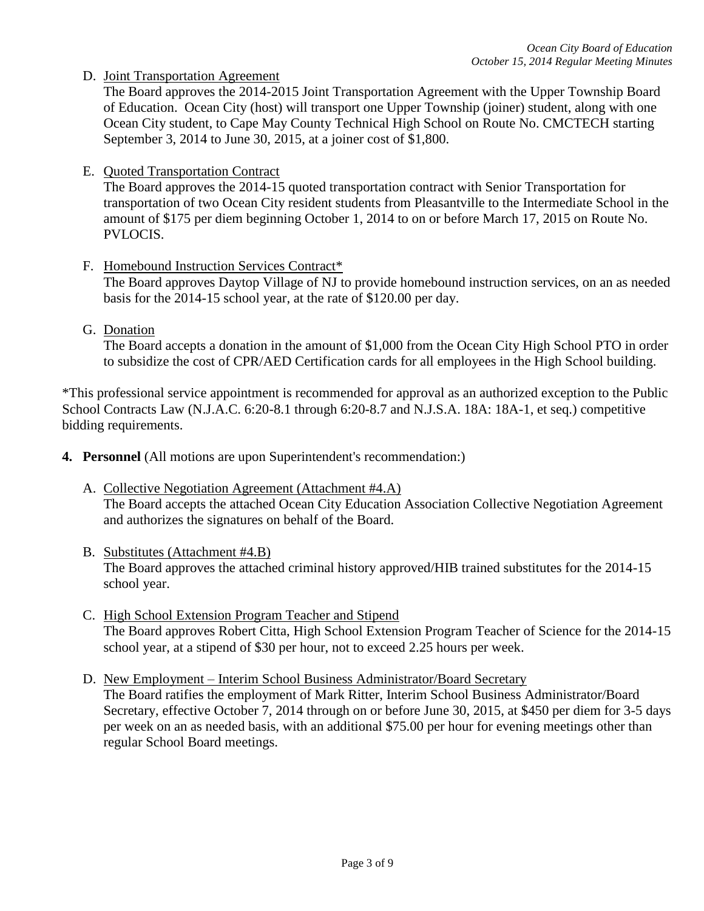D. <u>Joint Transportation Agreement</u>
The Board approves the 2014-2015 Joint Transportation Agreement with the Upper Township Board of Education. Ocean City (host) will transport one Upper Township (joiner) student, along with one Ocean City student, to Cape May County Technical High School on Route No. CMCTECH starting September 3, 2014 to June 30, 2015, at a joiner cost of $1,800.

E. <u>Quoted Transportation Contract</u>
The Board approves the 2014-15 quoted transportation contract with Senior Transportation for transportation of two Ocean City resident students from Pleasantville to the Intermediate School in the amount of $175 per diem beginning October 1, 2014 to on or before March 17, 2015 on Route No. PVLOCIS.

F. <u>Homebound Instruction Services Contract*</u>
The Board approves Daytop Village of NJ to provide homebound instruction services, on an as needed basis for the 2014-15 school year, at the rate of $120.00 per day.

G. <u>Donation</u>
The Board accepts a donation in the amount of $1,000 from the Ocean City High School PTO in order to subsidize the cost of CPR/AED Certification cards for all employees in the High School building.

*This professional service appointment is recommended for approval as an authorized exception to the Public School Contracts Law (N.J.A.C. 6:20-8.1 through 6:20-8.7 and N.J.S.A. 18A: 18A-1, et seq.) competitive bidding requirements.

**4. Personnel** (All motions are upon Superintendent's recommendation:)

A. <u>Collective Negotiation Agreement (Attachment #4.A)</u>
The Board accepts the attached Ocean City Education Association Collective Negotiation Agreement and authorizes the signatures on behalf of the Board.

B. <u>Substitutes (Attachment #4.B)</u>
The Board approves the attached criminal history approved/HIB trained substitutes for the 2014-15 school year.

C. <u>High School Extension Program Teacher and Stipend</u>
The Board approves Robert Citta, High School Extension Program Teacher of Science for the 2014-15 school year, at a stipend of $30 per hour, not to exceed 2.25 hours per week.

D. <u>New Employment – Interim School Business Administrator/Board Secretary</u>
The Board ratifies the employment of Mark Ritter, Interim School Business Administrator/Board Secretary, effective October 7, 2014 through on or before June 30, 2015, at $450 per diem for 3-5 days per week on an as needed basis, with an additional $75.00 per hour for evening meetings other than regular School Board meetings.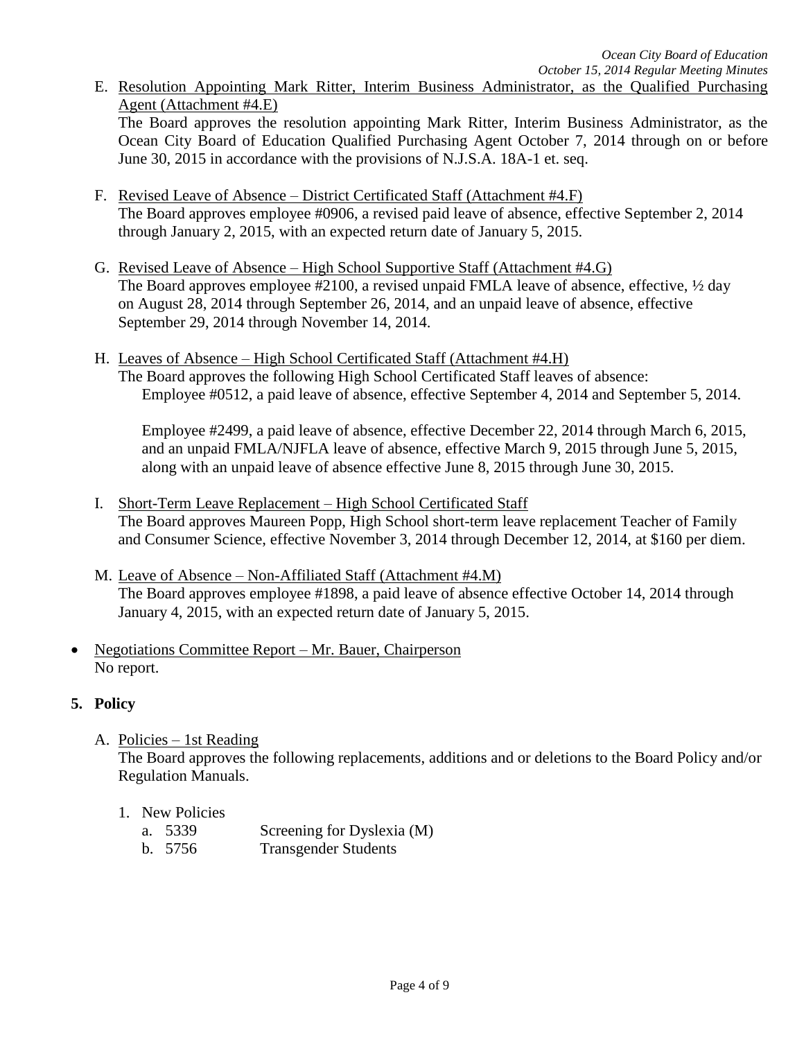E. Resolution Appointing Mark Ritter, Interim Business Administrator, as the Qualified Purchasing Agent (Attachment #4.E)

   The Board approves the resolution appointing Mark Ritter, Interim Business Administrator, as the Ocean City Board of Education Qualified Purchasing Agent October 7, 2014 through on or before June 30, 2015 in accordance with the provisions of N.J.S.A. 18A-1 et. seq.

F. Revised Leave of Absence – District Certificated Staff (Attachment #4.F)

   The Board approves employee #0906, a revised paid leave of absence, effective September 2, 2014 through January 2, 2015, with an expected return date of January 5, 2015.

G. Revised Leave of Absence – High School Supportive Staff (Attachment #4.G)

   The Board approves employee #2100, a revised unpaid FMLA leave of absence, effective, ½ day on August 28, 2014 through September 26, 2014, and an unpaid leave of absence, effective September 29, 2014 through November 14, 2014.

H. Leaves of Absence – High School Certificated Staff (Attachment #4.H)

   The Board approves the following High School Certificated Staff leaves of absence:

   Employee #0512, a paid leave of absence, effective September 4, 2014 and September 5, 2014.

   Employee #2499, a paid leave of absence, effective December 22, 2014 through March 6, 2015, and an unpaid FMLA/NJFLA leave of absence, effective March 9, 2015 through June 5, 2015, along with an unpaid leave of absence effective June 8, 2015 through June 30, 2015.

I. Short-Term Leave Replacement – High School Certificated Staff

   The Board approves Maureen Popp, High School short-term leave replacement Teacher of Family and Consumer Science, effective November 3, 2014 through December 12, 2014, at $160 per diem.

M. Leave of Absence – Non-Affiliated Staff (Attachment #4.M)

   The Board approves employee #1898, a paid leave of absence effective October 14, 2014 through January 4, 2015, with an expected return date of January 5, 2015.

- Negotiations Committee Report – Mr. Bauer, Chairperson

  No report.

**5. Policy**

A. Policies – 1st Reading

   The Board approves the following replacements, additions and or deletions to the Board Policy and/or Regulation Manuals.

   1. New Policies
      a. 5339 Screening for Dyslexia (M)
      b. 5756 Transgender Students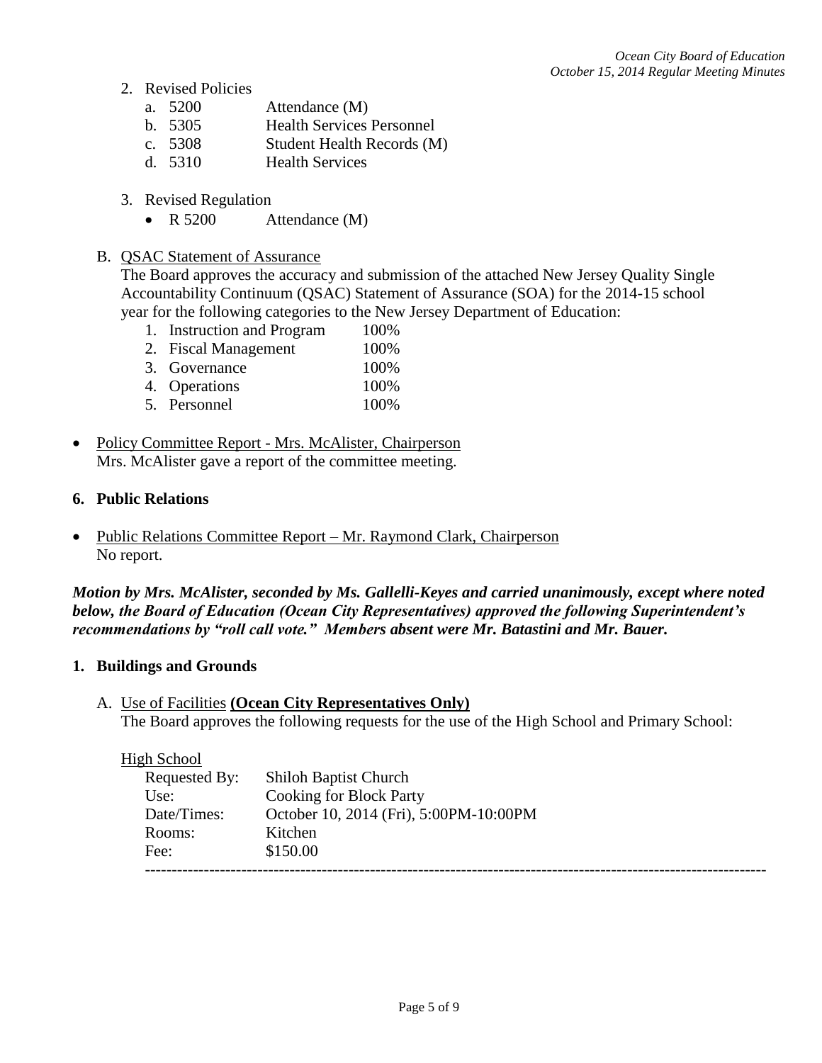2. Revised Policies
   a. 5200 Attendance (M)
   b. 5305 Health Services Personnel
   c. 5308 Student Health Records (M)
   d. 5310 Health Services

3. Revised Regulation
   - R 5200 Attendance (M)

B. <u>QSAC Statement of Assurance</u>
The Board approves the accuracy and submission of the attached New Jersey Quality Single Accountability Continuum (QSAC) Statement of Assurance (SOA) for the 2014-15 school year for the following categories to the New Jersey Department of Education:
   1. Instruction and Program 100%
   2. Fiscal Management 100%
   3. Governance 100%
   4. Operations 100%
   5. Personnel 100%

- <u>Policy Committee Report - Mrs. McAlister, Chairperson</u>
Mrs. McAlister gave a report of the committee meeting.

**6. Public Relations**

- <u>Public Relations Committee Report – Mr. Raymond Clark, Chairperson</u>
No report.

***Motion by Mrs. McAlister, seconded by Ms. Gallelli-Keyes and carried unanimously, except where noted below, the Board of Education (Ocean City Representatives) approved the following Superintendent's recommendations by "roll call vote." Members absent were Mr. Batastini and Mr. Bauer.***

**1. Buildings and Grounds**

A. <u>Use of Facilities</u> **(Ocean City Representatives Only)**
The Board approves the following requests for the use of the High School and Primary School:

<u>High School</u>

| | |
|---|---|
| Requested By: | Shiloh Baptist Church |
| Use: | Cooking for Block Party |
| Date/Times: | October 10, 2014 (Fri), 5:00PM-10:00PM |
| Rooms: | Kitchen |
| Fee: | $150.00 |

-----------------------------------------------------------------------------------------------------------------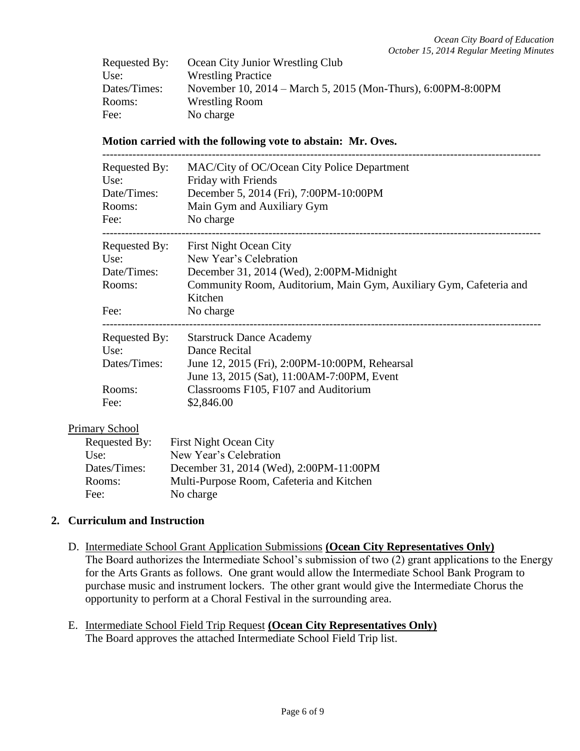| | |
|---|---|
| Requested By: | Ocean City Junior Wrestling Club |
| Use: | Wrestling Practice |
| Dates/Times: | November 10, 2014 – March 5, 2015 (Mon-Thurs), 6:00PM-8:00PM |
| Rooms: | Wrestling Room |
| Fee: | No charge |

**Motion carried with the following vote to abstain: Mr. Oves.**

---

| | |
|---|---|
| Requested By: | MAC/City of OC/Ocean City Police Department |
| Use: | Friday with Friends |
| Date/Times: | December 5, 2014 (Fri), 7:00PM-10:00PM |
| Rooms: | Main Gym and Auxiliary Gym |
| Fee: | No charge |

---

| | |
|---|---|
| Requested By: | First Night Ocean City |
| Use: | New Year's Celebration |
| Date/Times: | December 31, 2014 (Wed), 2:00PM-Midnight |
| Rooms: | Community Room, Auditorium, Main Gym, Auxiliary Gym, Cafeteria and Kitchen |
| Fee: | No charge |

---

| | |
|---|---|
| Requested By: | Starstruck Dance Academy |
| Use: | Dance Recital |
| Dates/Times: | June 12, 2015 (Fri), 2:00PM-10:00PM, Rehearsal<br>June 13, 2015 (Sat), 11:00AM-7:00PM, Event |
| Rooms: | Classrooms F105, F107 and Auditorium |
| Fee: | $2,846.00 |

Primary School

| | |
|---|---|
| Requested By: | First Night Ocean City |
| Use: | New Year's Celebration |
| Dates/Times: | December 31, 2014 (Wed), 2:00PM-11:00PM |
| Rooms: | Multi-Purpose Room, Cafeteria and Kitchen |
| Fee: | No charge |

**2. Curriculum and Instruction**

D. Intermediate School Grant Application Submissions **(Ocean City Representatives Only)**
The Board authorizes the Intermediate School's submission of two (2) grant applications to the Energy for the Arts Grants as follows. One grant would allow the Intermediate School Bank Program to purchase music and instrument lockers. The other grant would give the Intermediate Chorus the opportunity to perform at a Choral Festival in the surrounding area.

E. Intermediate School Field Trip Request **(Ocean City Representatives Only)**
The Board approves the attached Intermediate School Field Trip list.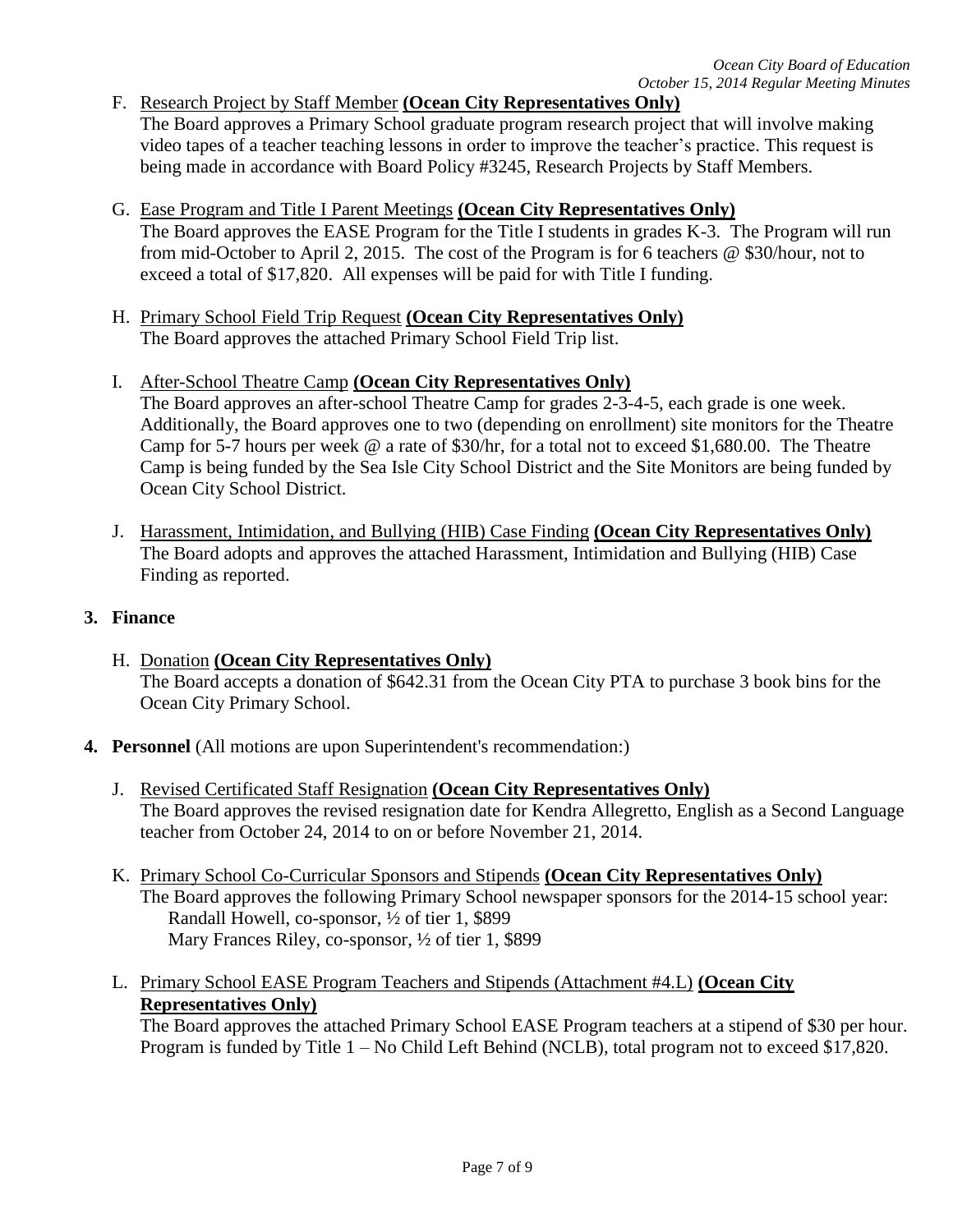F. Research Project by Staff Member **(Ocean City Representatives Only)**
   The Board approves a Primary School graduate program research project that will involve making video tapes of a teacher teaching lessons in order to improve the teacher's practice. This request is being made in accordance with Board Policy #3245, Research Projects by Staff Members.

G. Ease Program and Title I Parent Meetings **(Ocean City Representatives Only)**
   The Board approves the EASE Program for the Title I students in grades K-3. The Program will run from mid-October to April 2, 2015. The cost of the Program is for 6 teachers @ $30/hour, not to exceed a total of $17,820. All expenses will be paid for with Title I funding.

H. Primary School Field Trip Request **(Ocean City Representatives Only)**
   The Board approves the attached Primary School Field Trip list.

I. After-School Theatre Camp **(Ocean City Representatives Only)**
   The Board approves an after-school Theatre Camp for grades 2-3-4-5, each grade is one week. Additionally, the Board approves one to two (depending on enrollment) site monitors for the Theatre Camp for 5-7 hours per week @ a rate of $30/hr, for a total not to exceed $1,680.00. The Theatre Camp is being funded by the Sea Isle City School District and the Site Monitors are being funded by Ocean City School District.

J. Harassment, Intimidation, and Bullying (HIB) Case Finding **(Ocean City Representatives Only)**
   The Board adopts and approves the attached Harassment, Intimidation and Bullying (HIB) Case Finding as reported.

**3. Finance**

H. Donation **(Ocean City Representatives Only)**
   The Board accepts a donation of $642.31 from the Ocean City PTA to purchase 3 book bins for the Ocean City Primary School.

**4. Personnel** (All motions are upon Superintendent's recommendation:)

J. Revised Certificated Staff Resignation **(Ocean City Representatives Only)**
   The Board approves the revised resignation date for Kendra Allegretto, English as a Second Language teacher from October 24, 2014 to on or before November 21, 2014.

K. Primary School Co-Curricular Sponsors and Stipends **(Ocean City Representatives Only)**
   The Board approves the following Primary School newspaper sponsors for the 2014-15 school year:
   Randall Howell, co-sponsor, ½ of tier 1, $899
   Mary Frances Riley, co-sponsor, ½ of tier 1, $899

L. Primary School EASE Program Teachers and Stipends (Attachment #4.L) **(Ocean City Representatives Only)**
   The Board approves the attached Primary School EASE Program teachers at a stipend of $30 per hour. Program is funded by Title 1 – No Child Left Behind (NCLB), total program not to exceed $17,820.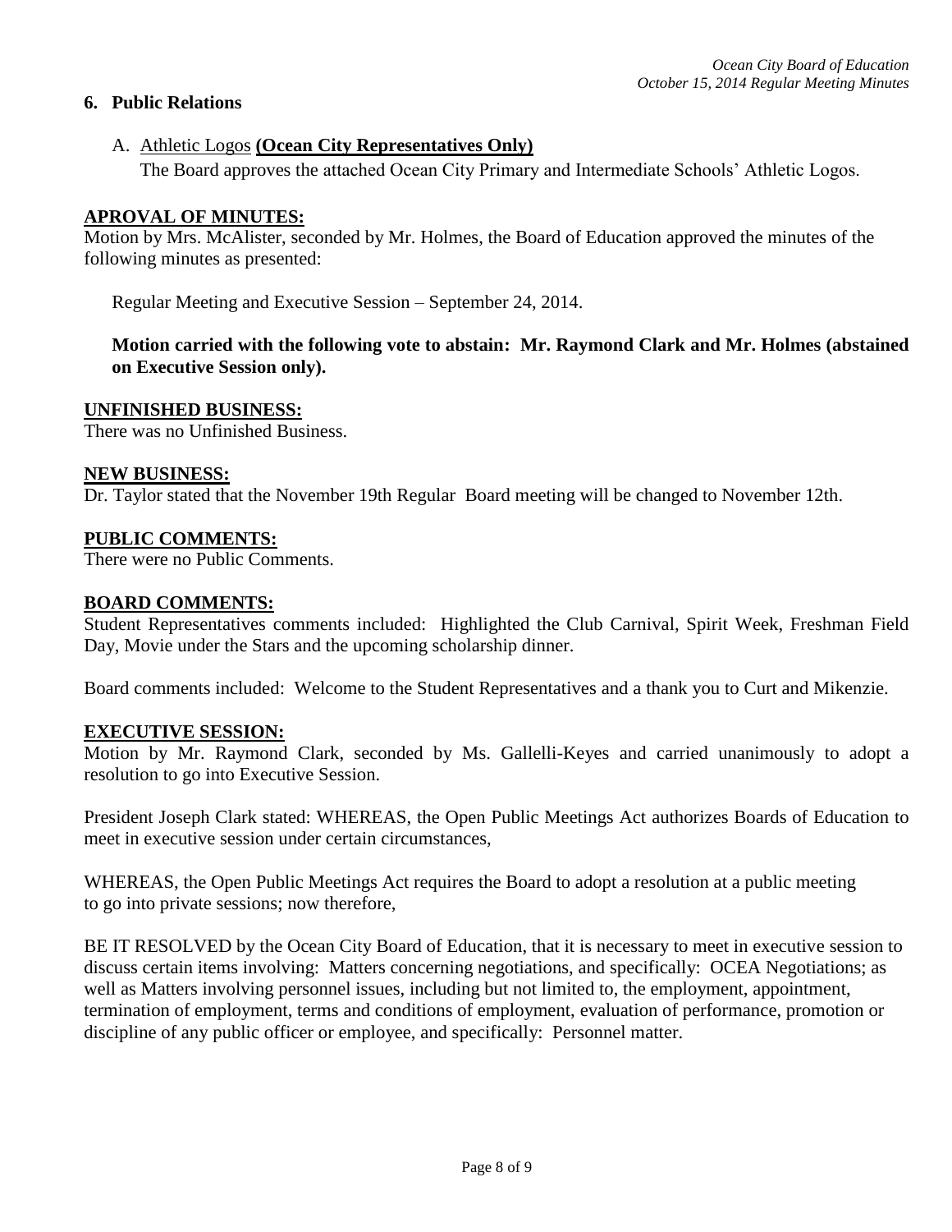**6. Public Relations**

A. Athletic Logos **(Ocean City Representatives Only)**

The Board approves the attached Ocean City Primary and Intermediate Schools' Athletic Logos.

**APROVAL OF MINUTES:**

Motion by Mrs. McAlister, seconded by Mr. Holmes, the Board of Education approved the minutes of the following minutes as presented:

Regular Meeting and Executive Session – September 24, 2014.

**Motion carried with the following vote to abstain: Mr. Raymond Clark and Mr. Holmes (abstained on Executive Session only).**

**UNFINISHED BUSINESS:**

There was no Unfinished Business.

**NEW BUSINESS:**

Dr. Taylor stated that the November 19th Regular Board meeting will be changed to November 12th.

**PUBLIC COMMENTS:**

There were no Public Comments.

**BOARD COMMENTS:**

Student Representatives comments included: Highlighted the Club Carnival, Spirit Week, Freshman Field Day, Movie under the Stars and the upcoming scholarship dinner.

Board comments included: Welcome to the Student Representatives and a thank you to Curt and Mikenzie.

**EXECUTIVE SESSION:**

Motion by Mr. Raymond Clark, seconded by Ms. Gallelli-Keyes and carried unanimously to adopt a resolution to go into Executive Session.

President Joseph Clark stated: WHEREAS, the Open Public Meetings Act authorizes Boards of Education to meet in executive session under certain circumstances,

WHEREAS, the Open Public Meetings Act requires the Board to adopt a resolution at a public meeting to go into private sessions; now therefore,

BE IT RESOLVED by the Ocean City Board of Education, that it is necessary to meet in executive session to discuss certain items involving: Matters concerning negotiations, and specifically: OCEA Negotiations; as well as Matters involving personnel issues, including but not limited to, the employment, appointment, termination of employment, terms and conditions of employment, evaluation of performance, promotion or discipline of any public officer or employee, and specifically: Personnel matter.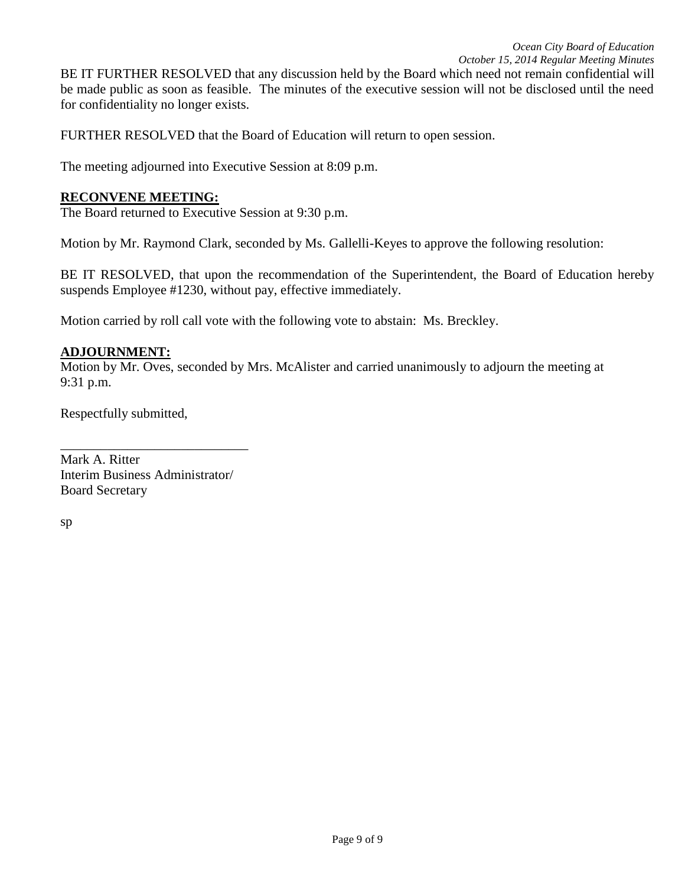BE IT FURTHER RESOLVED that any discussion held by the Board which need not remain confidential will be made public as soon as feasible. The minutes of the executive session will not be disclosed until the need for confidentiality no longer exists.

FURTHER RESOLVED that the Board of Education will return to open session.

The meeting adjourned into Executive Session at 8:09 p.m.

**RECONVENE MEETING:**

The Board returned to Executive Session at 9:30 p.m.

Motion by Mr. Raymond Clark, seconded by Ms. Gallelli-Keyes to approve the following resolution:

BE IT RESOLVED, that upon the recommendation of the Superintendent, the Board of Education hereby suspends Employee #1230, without pay, effective immediately.

Motion carried by roll call vote with the following vote to abstain: Ms. Breckley.

**ADJOURNMENT:**

Motion by Mr. Oves, seconded by Mrs. McAlister and carried unanimously to adjourn the meeting at 9:31 p.m.

Respectfully submitted,

\_\_\_\_\_\_\_\_\_\_\_\_\_\_\_\_\_\_\_\_\_\_\_\_\_\_\_\_\_

Mark A. Ritter
Interim Business Administrator/
Board Secretary

sp